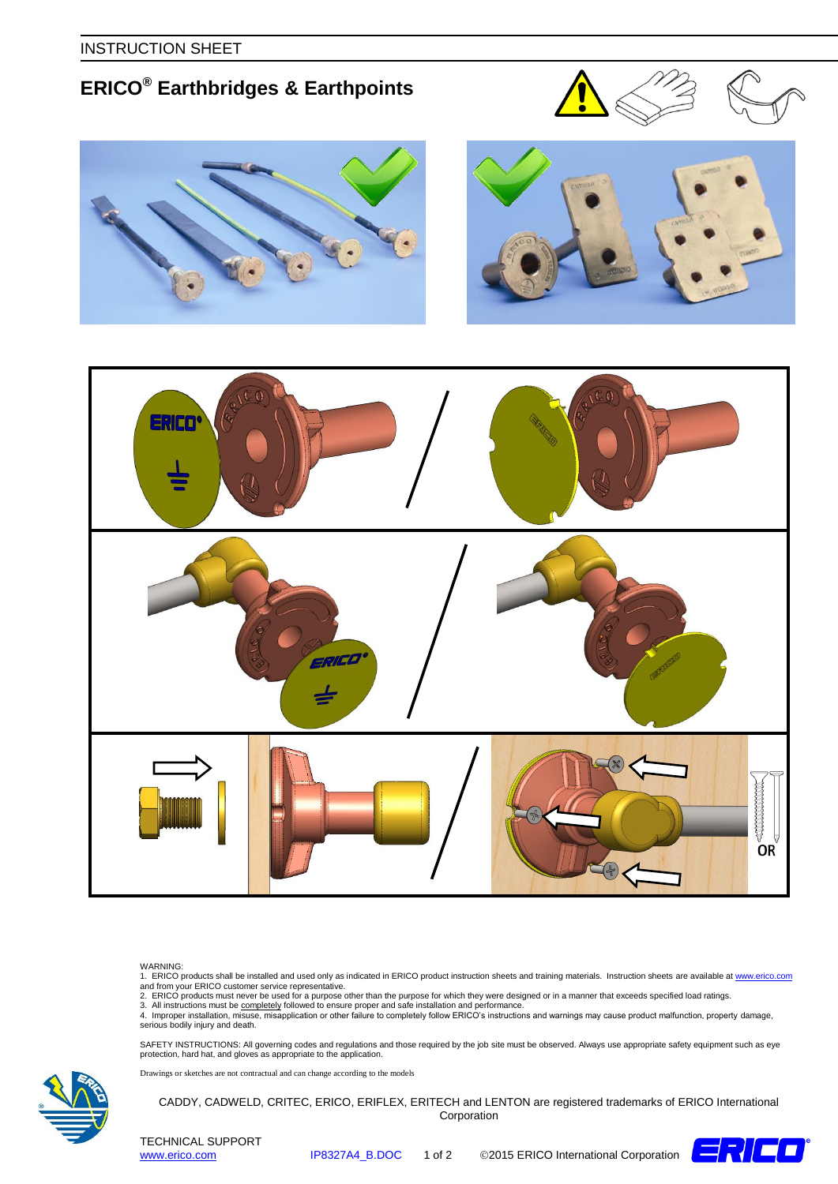INSTRUCTION SHEET

# ERICO® Earthbridges & Earthpoints

OR

WARNING:
1. ERICO products shall be installed and used only as indicated in ERICO product instruction sheets and training materials. Instruction sheets are available at www.erico.com and from your ERICO customer service representative.
2. ERICO products must never be used for a purpose other than the purpose for which they were designed or in a manner that exceeds specified load ratings.
3. All instructions must be completely followed to ensure proper and safe installation and performance.
4. Improper installation, misuse, misapplication or other failure to completely follow ERICO's instructions and warnings may cause product malfunction, property damage, serious bodily injury and death.

SAFETY INSTRUCTIONS: All governing codes and regulations and those required by the job site must be observed. Always use appropriate safety equipment such as eye protection, hard hat, and gloves as appropriate to the application.

Drawings or sketches are not contractual and can change according to the models

CADDY, CADWELD, CRITEC, ERICO, ERIFLEX, ERITECH and LENTON are registered trademarks of ERICO International Corporation

TECHNICAL SUPPORT
www.erico.com IP8327A4_B.DOC ©2015 ERICO International Corporation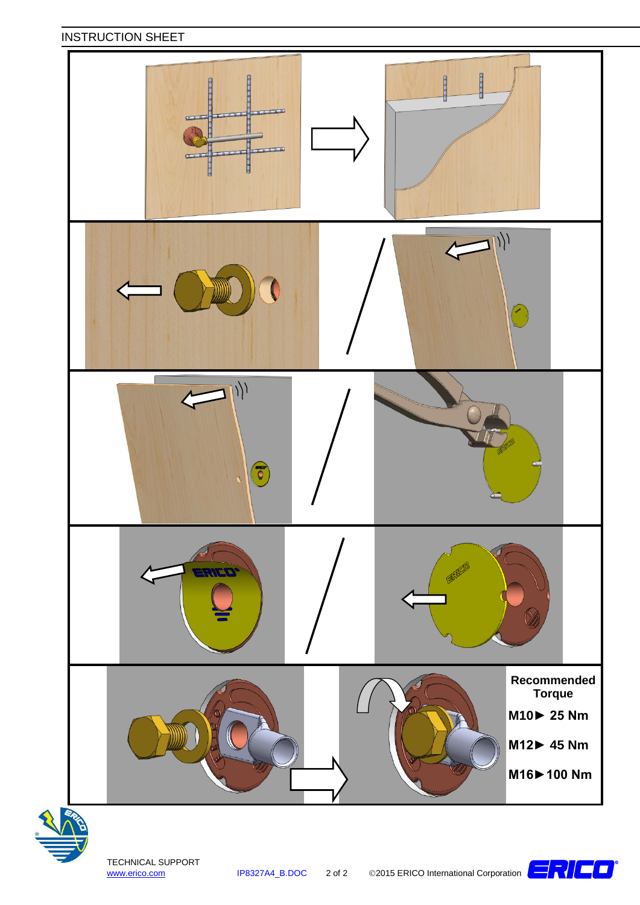INSTRUCTION SHEET

**Recommended Torque**

**M10► 25 Nm**

**M12► 45 Nm**

**M16►100 Nm**

TECHNICAL SUPPORT
www.erico.com

IP8327A4_B.DOC

©2015 ERICO International Corporation